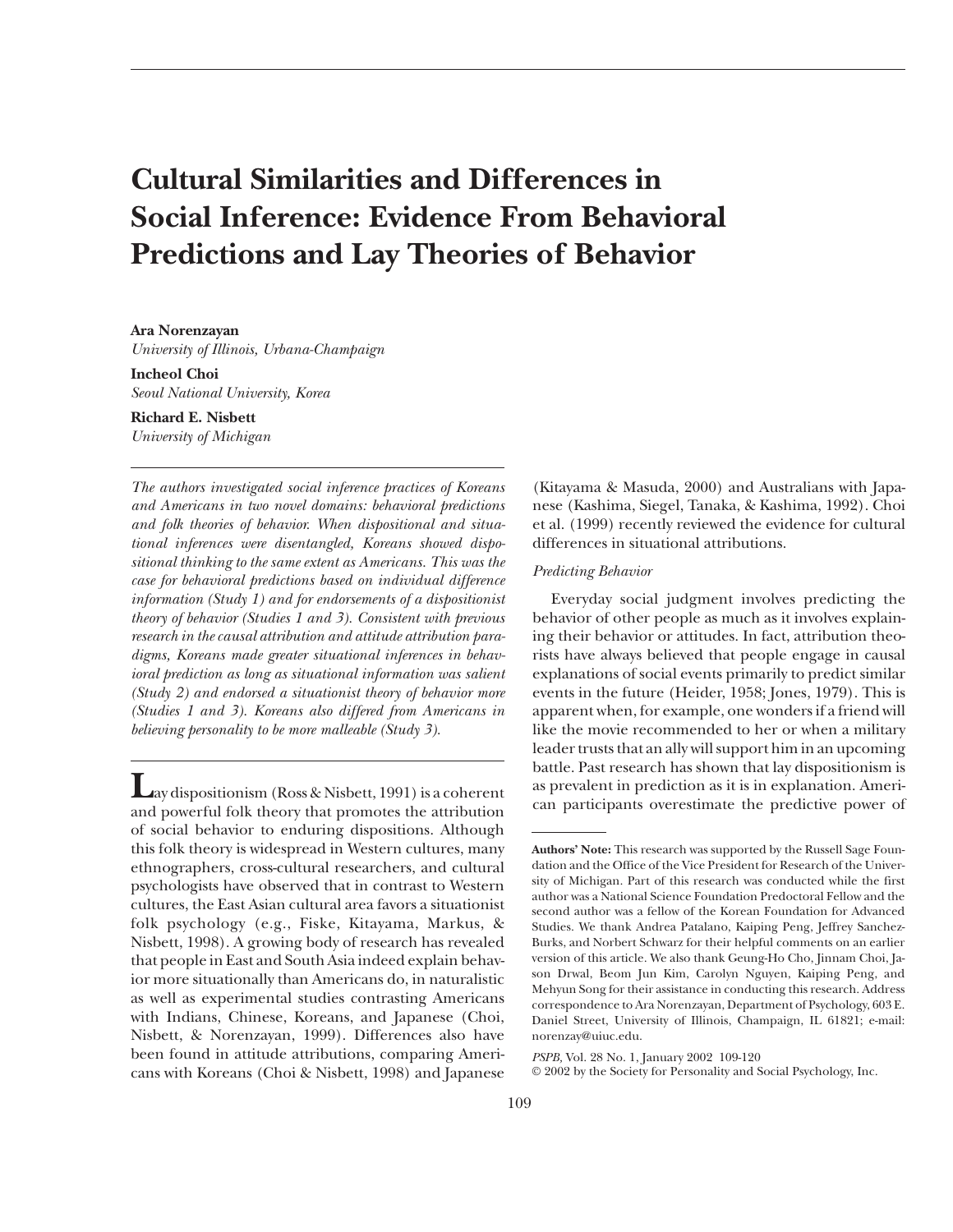# Cultural Similarities and Differences in Social Inference: Evidence From Behavioral Predictions and Lay Theories of Behavior

**Ara Norenzayan**
*University of Illinois, Urbana-Champaign*

**Incheol Choi**
*Seoul National University, Korea*

**Richard E. Nisbett**
*University of Michigan*

*The authors investigated social inference practices of Koreans and Americans in two novel domains: behavioral predictions and folk theories of behavior. When dispositional and situational inferences were disentangled, Koreans showed dispositional thinking to the same extent as Americans. This was the case for behavioral predictions based on individual difference information (Study 1) and for endorsements of a dispositionist theory of behavior (Studies 1 and 3). Consistent with previous research in the causal attribution and attitude attribution paradigms, Koreans made greater situational inferences in behavioral prediction as long as situational information was salient (Study 2) and endorsed a situationist theory of behavior more (Studies 1 and 3). Koreans also differed from Americans in believing personality to be more malleable (Study 3).*

Lay dispositionism (Ross & Nisbett, 1991) is a coherent and powerful folk theory that promotes the attribution of social behavior to enduring dispositions. Although this folk theory is widespread in Western cultures, many ethnographers, cross-cultural researchers, and cultural psychologists have observed that in contrast to Western cultures, the East Asian cultural area favors a situationist folk psychology (e.g., Fiske, Kitayama, Markus, & Nisbett, 1998). A growing body of research has revealed that people in East and South Asia indeed explain behavior more situationally than Americans do, in naturalistic as well as experimental studies contrasting Americans with Indians, Chinese, Koreans, and Japanese (Choi, Nisbett, & Norenzayan, 1999). Differences also have been found in attitude attributions, comparing Americans with Koreans (Choi & Nisbett, 1998) and Japanese (Kitayama & Masuda, 2000) and Australians with Japanese (Kashima, Siegel, Tanaka, & Kashima, 1992). Choi et al. (1999) recently reviewed the evidence for cultural differences in situational attributions.

*Predicting Behavior*

Everyday social judgment involves predicting the behavior of other people as much as it involves explaining their behavior or attitudes. In fact, attribution theorists have always believed that people engage in causal explanations of social events primarily to predict similar events in the future (Heider, 1958; Jones, 1979). This is apparent when, for example, one wonders if a friend will like the movie recommended to her or when a military leader trusts that an ally will support him in an upcoming battle. Past research has shown that lay dispositionism is as prevalent in prediction as it is in explanation. American participants overestimate the predictive power of

---

**Authors' Note:** This research was supported by the Russell Sage Foundation and the Office of the Vice President for Research of the University of Michigan. Part of this research was conducted while the first author was a National Science Foundation Predoctoral Fellow and the second author was a fellow of the Korean Foundation for Advanced Studies. We thank Andrea Patalano, Kaiping Peng, Jeffrey Sanchez-Burks, and Norbert Schwarz for their helpful comments on an earlier version of this article. We also thank Geung-Ho Cho, Jinnam Choi, Jason Drwal, Beom Jun Kim, Carolyn Nguyen, Kaiping Peng, and Mehyun Song for their assistance in conducting this research. Address correspondence to Ara Norenzayan, Department of Psychology, 603 E. Daniel Street, University of Illinois, Champaign, IL 61821; e-mail: norenzay@uiuc.edu.

*PSPB,* Vol. 28 No. 1, January 2002 109-120
© 2002 by the Society for Personality and Social Psychology, Inc.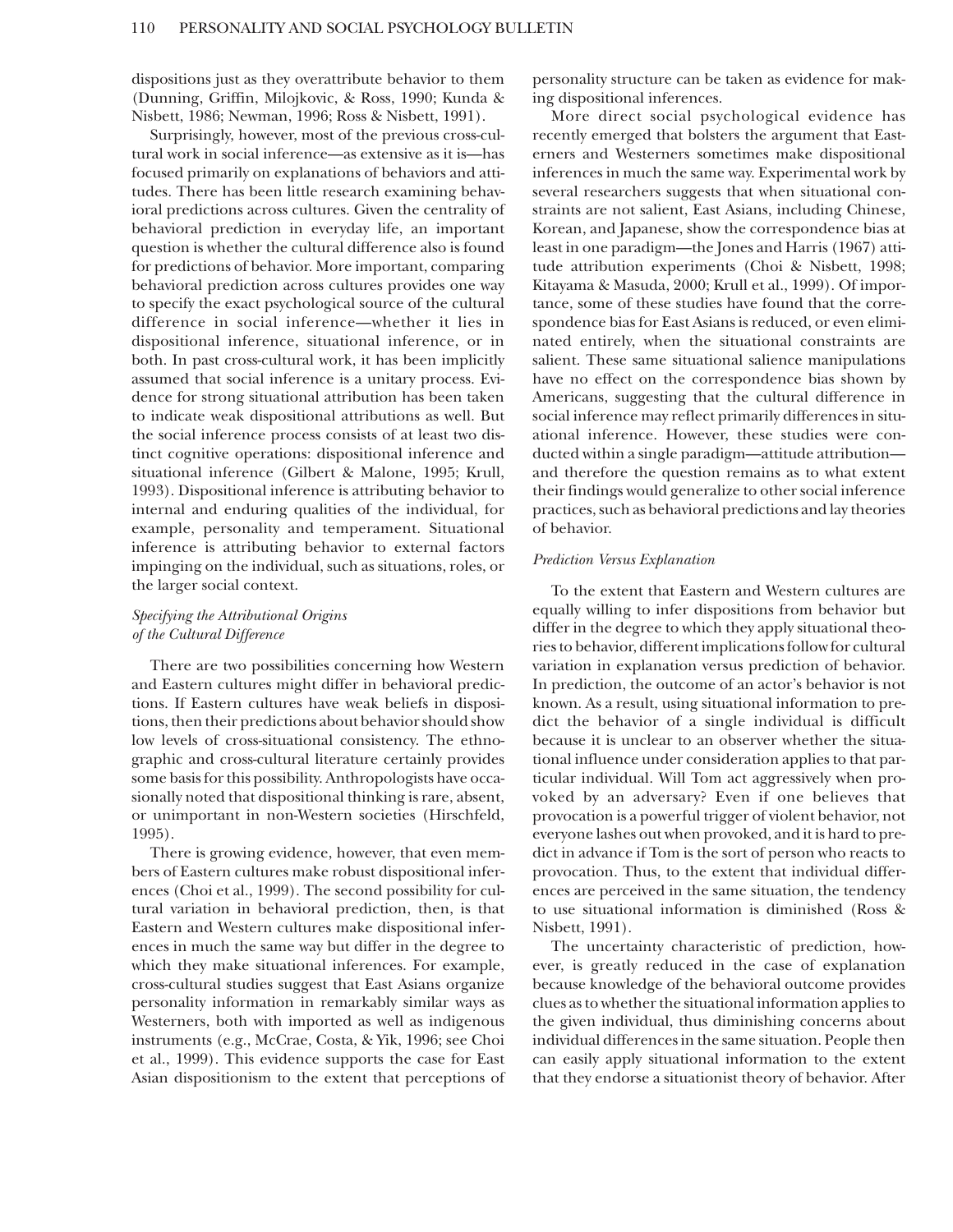dispositions just as they overattribute behavior to them (Dunning, Griffin, Milojkovic, & Ross, 1990; Kunda & Nisbett, 1986; Newman, 1996; Ross & Nisbett, 1991).

Surprisingly, however, most of the previous cross-cultural work in social inference—as extensive as it is—has focused primarily on explanations of behaviors and attitudes. There has been little research examining behavioral predictions across cultures. Given the centrality of behavioral prediction in everyday life, an important question is whether the cultural difference also is found for predictions of behavior. More important, comparing behavioral prediction across cultures provides one way to specify the exact psychological source of the cultural difference in social inference—whether it lies in dispositional inference, situational inference, or in both. In past cross-cultural work, it has been implicitly assumed that social inference is a unitary process. Evidence for strong situational attribution has been taken to indicate weak dispositional attributions as well. But the social inference process consists of at least two distinct cognitive operations: dispositional inference and situational inference (Gilbert & Malone, 1995; Krull, 1993). Dispositional inference is attributing behavior to internal and enduring qualities of the individual, for example, personality and temperament. Situational inference is attributing behavior to external factors impinging on the individual, such as situations, roles, or the larger social context.

### *Specifying the Attributional Origins of the Cultural Difference*

There are two possibilities concerning how Western and Eastern cultures might differ in behavioral predictions. If Eastern cultures have weak beliefs in dispositions, then their predictions about behavior should show low levels of cross-situational consistency. The ethnographic and cross-cultural literature certainly provides some basis for this possibility. Anthropologists have occasionally noted that dispositional thinking is rare, absent, or unimportant in non-Western societies (Hirschfeld, 1995).

There is growing evidence, however, that even members of Eastern cultures make robust dispositional inferences (Choi et al., 1999). The second possibility for cultural variation in behavioral prediction, then, is that Eastern and Western cultures make dispositional inferences in much the same way but differ in the degree to which they make situational inferences. For example, cross-cultural studies suggest that East Asians organize personality information in remarkably similar ways as Westerners, both with imported as well as indigenous instruments (e.g., McCrae, Costa, & Yik, 1996; see Choi et al., 1999). This evidence supports the case for East Asian dispositionism to the extent that perceptions of personality structure can be taken as evidence for making dispositional inferences.

More direct social psychological evidence has recently emerged that bolsters the argument that Easterners and Westerners sometimes make dispositional inferences in much the same way. Experimental work by several researchers suggests that when situational constraints are not salient, East Asians, including Chinese, Korean, and Japanese, show the correspondence bias at least in one paradigm—the Jones and Harris (1967) attitude attribution experiments (Choi & Nisbett, 1998; Kitayama & Masuda, 2000; Krull et al., 1999). Of importance, some of these studies have found that the correspondence bias for East Asians is reduced, or even eliminated entirely, when the situational constraints are salient. These same situational salience manipulations have no effect on the correspondence bias shown by Americans, suggesting that the cultural difference in social inference may reflect primarily differences in situational inference. However, these studies were conducted within a single paradigm—attitude attribution—and therefore the question remains as to what extent their findings would generalize to other social inference practices, such as behavioral predictions and lay theories of behavior.

### *Prediction Versus Explanation*

To the extent that Eastern and Western cultures are equally willing to infer dispositions from behavior but differ in the degree to which they apply situational theories to behavior, different implications follow for cultural variation in explanation versus prediction of behavior. In prediction, the outcome of an actor's behavior is not known. As a result, using situational information to predict the behavior of a single individual is difficult because it is unclear to an observer whether the situational influence under consideration applies to that particular individual. Will Tom act aggressively when provoked by an adversary? Even if one believes that provocation is a powerful trigger of violent behavior, not everyone lashes out when provoked, and it is hard to predict in advance if Tom is the sort of person who reacts to provocation. Thus, to the extent that individual differences are perceived in the same situation, the tendency to use situational information is diminished (Ross & Nisbett, 1991).

The uncertainty characteristic of prediction, however, is greatly reduced in the case of explanation because knowledge of the behavioral outcome provides clues as to whether the situational information applies to the given individual, thus diminishing concerns about individual differences in the same situation. People then can easily apply situational information to the extent that they endorse a situationist theory of behavior. After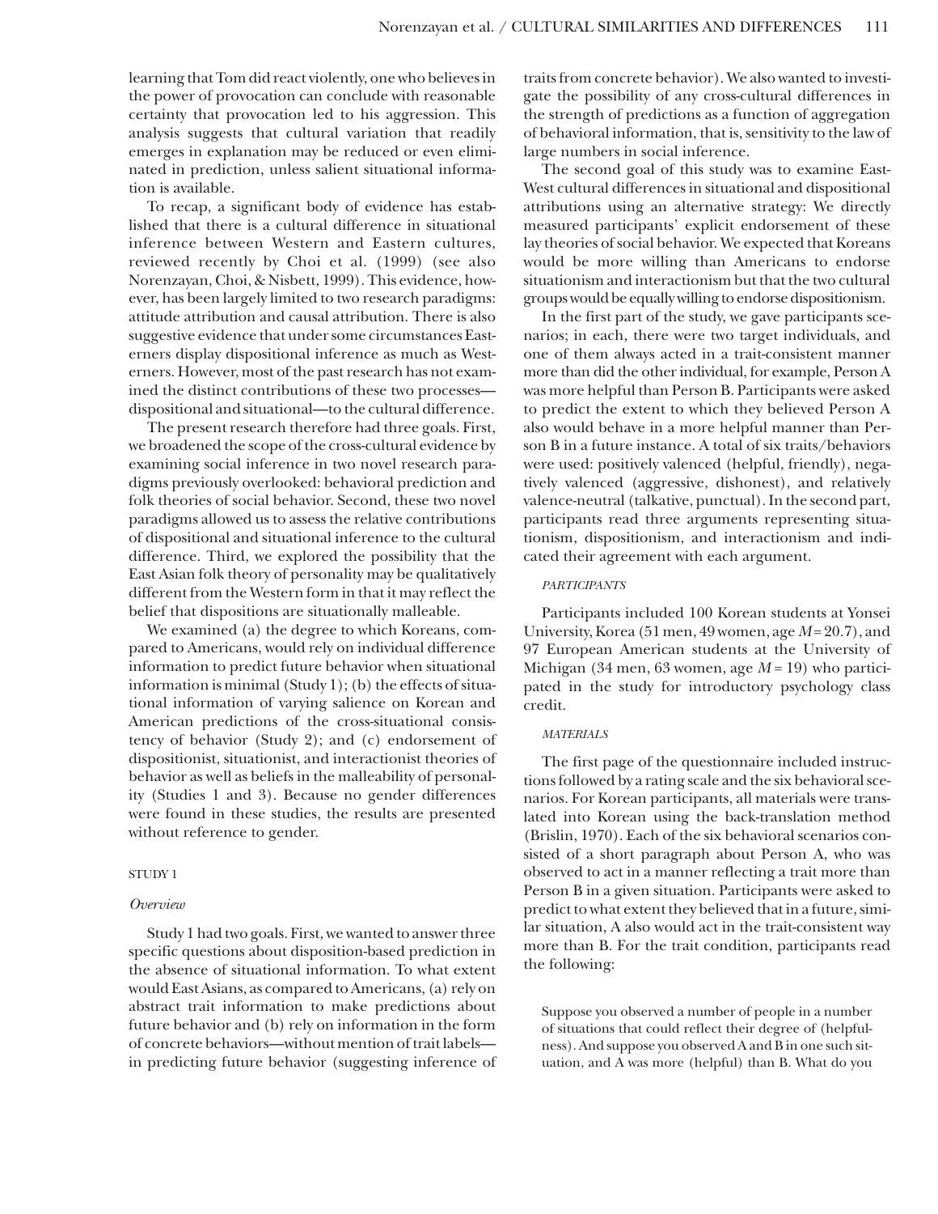learning that Tom did react violently, one who believes in the power of provocation can conclude with reasonable certainty that provocation led to his aggression. This analysis suggests that cultural variation that readily emerges in explanation may be reduced or even eliminated in prediction, unless salient situational information is available.

To recap, a significant body of evidence has established that there is a cultural difference in situational inference between Western and Eastern cultures, reviewed recently by Choi et al. (1999) (see also Norenzayan, Choi, & Nisbett, 1999). This evidence, however, has been largely limited to two research paradigms: attitude attribution and causal attribution. There is also suggestive evidence that under some circumstances Easterners display dispositional inference as much as Westerners. However, most of the past research has not examined the distinct contributions of these two processes—dispositional and situational—to the cultural difference.

The present research therefore had three goals. First, we broadened the scope of the cross-cultural evidence by examining social inference in two novel research paradigms previously overlooked: behavioral prediction and folk theories of social behavior. Second, these two novel paradigms allowed us to assess the relative contributions of dispositional and situational inference to the cultural difference. Third, we explored the possibility that the East Asian folk theory of personality may be qualitatively different from the Western form in that it may reflect the belief that dispositions are situationally malleable.

We examined (a) the degree to which Koreans, compared to Americans, would rely on individual difference information to predict future behavior when situational information is minimal (Study 1); (b) the effects of situational information of varying salience on Korean and American predictions of the cross-situational consistency of behavior (Study 2); and (c) endorsement of dispositionist, situationist, and interactionist theories of behavior as well as beliefs in the malleability of personality (Studies 1 and 3). Because no gender differences were found in these studies, the results are presented without reference to gender.

## STUDY 1

### *Overview*

Study 1 had two goals. First, we wanted to answer three specific questions about disposition-based prediction in the absence of situational information. To what extent would East Asians, as compared to Americans, (a) rely on abstract trait information to make predictions about future behavior and (b) rely on information in the form of concrete behaviors—without mention of trait labels—in predicting future behavior (suggesting inference of traits from concrete behavior). We also wanted to investigate the possibility of any cross-cultural differences in the strength of predictions as a function of aggregation of behavioral information, that is, sensitivity to the law of large numbers in social inference.

The second goal of this study was to examine East-West cultural differences in situational and dispositional attributions using an alternative strategy: We directly measured participants' explicit endorsement of these lay theories of social behavior. We expected that Koreans would be more willing than Americans to endorse situationism and interactionism but that the two cultural groups would be equally willing to endorse dispositionism.

In the first part of the study, we gave participants scenarios; in each, there were two target individuals, and one of them always acted in a trait-consistent manner more than did the other individual, for example, Person A was more helpful than Person B. Participants were asked to predict the extent to which they believed Person A also would behave in a more helpful manner than Person B in a future instance. A total of six traits/behaviors were used: positively valenced (helpful, friendly), negatively valenced (aggressive, dishonest), and relatively valence-neutral (talkative, punctual). In the second part, participants read three arguments representing situationism, dispositionism, and interactionism and indicated their agreement with each argument.

#### *PARTICIPANTS*

Participants included 100 Korean students at Yonsei University, Korea (51 men, 49 women, age $M = 20.7$), and 97 European American students at the University of Michigan (34 men, 63 women, age $M = 19$) who participated in the study for introductory psychology class credit.

#### *MATERIALS*

The first page of the questionnaire included instructions followed by a rating scale and the six behavioral scenarios. For Korean participants, all materials were translated into Korean using the back-translation method (Brislin, 1970). Each of the six behavioral scenarios consisted of a short paragraph about Person A, who was observed to act in a manner reflecting a trait more than Person B in a given situation. Participants were asked to predict to what extent they believed that in a future, similar situation, A also would act in the trait-consistent way more than B. For the trait condition, participants read the following:

> Suppose you observed a number of people in a number of situations that could reflect their degree of (helpfulness). And suppose you observed A and B in one such situation, and A was more (helpful) than B. What do you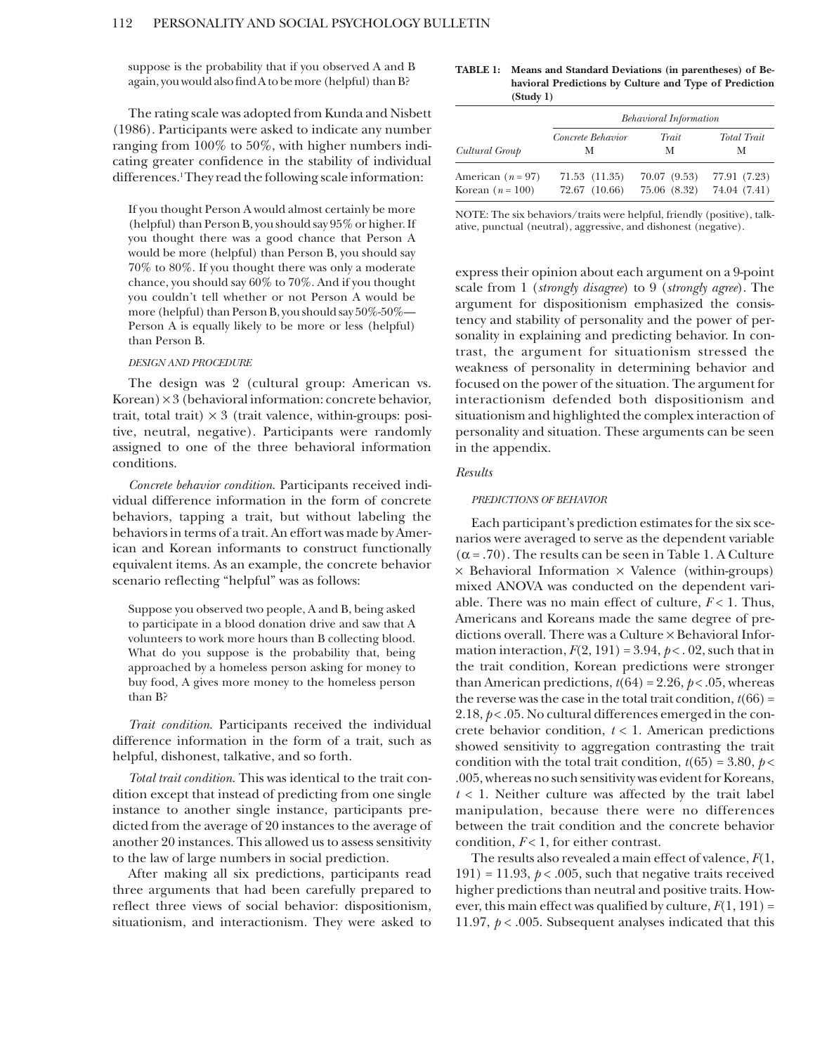suppose is the probability that if you observed A and B again, you would also find A to be more (helpful) than B?

The rating scale was adopted from Kunda and Nisbett (1986). Participants were asked to indicate any number ranging from 100% to 50%, with higher numbers indicating greater confidence in the stability of individual differences.[1] They read the following scale information:

> If you thought Person A would almost certainly be more (helpful) than Person B, you should say 95% or higher. If you thought there was a good chance that Person A would be more (helpful) than Person B, you should say 70% to 80%. If you thought there was only a moderate chance, you should say 60% to 70%. And if you thought you couldn't tell whether or not Person A would be more (helpful) than Person B, you should say 50%-50%—Person A is equally likely to be more or less (helpful) than Person B.

#### DESIGN AND PROCEDURE

The design was 2 (cultural group: American vs. Korean) × 3 (behavioral information: concrete behavior, trait, total trait) × 3 (trait valence, within-groups: positive, neutral, negative). Participants were randomly assigned to one of the three behavioral information conditions.

*Concrete behavior condition*. Participants received individual difference information in the form of concrete behaviors, tapping a trait, but without labeling the behaviors in terms of a trait. An effort was made by American and Korean informants to construct functionally equivalent items. As an example, the concrete behavior scenario reflecting "helpful" was as follows:

> Suppose you observed two people, A and B, being asked to participate in a blood donation drive and saw that A volunteers to work more hours than B collecting blood. What do you suppose is the probability that, being approached by a homeless person asking for money to buy food, A gives more money to the homeless person than B?

*Trait condition*. Participants received the individual difference information in the form of a trait, such as helpful, dishonest, talkative, and so forth.

*Total trait condition*. This was identical to the trait condition except that instead of predicting from one single instance to another single instance, participants predicted from the average of 20 instances to the average of another 20 instances. This allowed us to assess sensitivity to the law of large numbers in social prediction.

After making all six predictions, participants read three arguments that had been carefully prepared to reflect three views of social behavior: dispositionism, situationism, and interactionism. They were asked to express their opinion about each argument on a 9-point scale from 1 (*strongly disagree*) to 9 (*strongly agree*). The argument for dispositionism emphasized the consistency and stability of personality and the power of personality in explaining and predicting behavior. In contrast, the argument for situationism stressed the weakness of personality in determining behavior and focused on the power of the situation. The argument for interactionism defended both dispositionism and situationism and highlighted the complex interaction of personality and situation. These arguments can be seen in the appendix.

**TABLE 1: Means and Standard Deviations (in parentheses) of Behavioral Predictions by Culture and Type of Prediction (Study 1)**

| | *Behavioral Information* | | |
|---|---|---|---|
| *Cultural Group* | *Concrete Behavior* M | *Trait* M | *Total Trait* M |
| American ($n = 97$) | 71.53 (11.35) | 70.07 (9.53) | 77.91 (7.23) |
| Korean ($n = 100$) | 72.67 (10.66) | 75.06 (8.32) | 74.04 (7.41) |

NOTE: The six behaviors/traits were helpful, friendly (positive), talkative, punctual (neutral), aggressive, and dishonest (negative).

### *Results*

#### PREDICTIONS OF BEHAVIOR

Each participant's prediction estimates for the six scenarios were averaged to serve as the dependent variable ($\alpha = .70$). The results can be seen in Table 1. A Culture × Behavioral Information × Valence (within-groups) mixed ANOVA was conducted on the dependent variable. There was no main effect of culture, $F < 1$. Thus, Americans and Koreans made the same degree of predictions overall. There was a Culture × Behavioral Information interaction, $F(2, 191) = 3.94$, $p < .02$, such that in the trait condition, Korean predictions were stronger than American predictions, $t(64) = 2.26$, $p < .05$, whereas the reverse was the case in the total trait condition, $t(66) = 2.18$, $p < .05$. No cultural differences emerged in the concrete behavior condition, $t < 1$. American predictions showed sensitivity to aggregation contrasting the trait condition with the total trait condition, $t(65) = 3.80$, $p < .005$, whereas no such sensitivity was evident for Koreans, $t < 1$. Neither culture was affected by the trait label manipulation, because there were no differences between the trait condition and the concrete behavior condition, $F < 1$, for either contrast.

The results also revealed a main effect of valence, $F(1, 191) = 11.93$, $p < .005$, such that negative traits received higher predictions than neutral and positive traits. However, this main effect was qualified by culture, $F(1, 191) = 11.97$, $p < .005$. Subsequent analyses indicated that this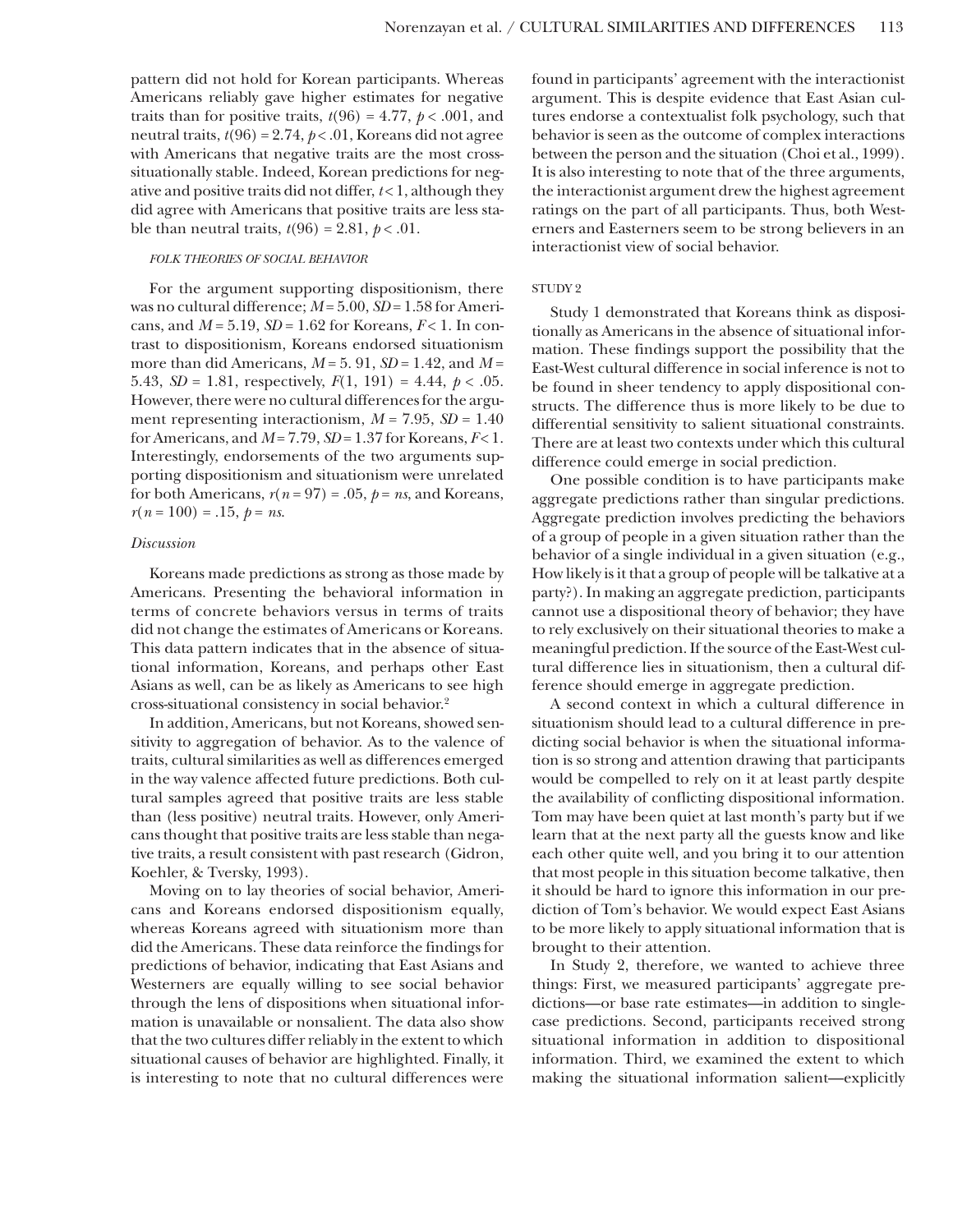pattern did not hold for Korean participants. Whereas Americans reliably gave higher estimates for negative traits than for positive traits, $t(96) = 4.77$, $p < .001$, and neutral traits, $t(96) = 2.74$, $p < .01$, Koreans did not agree with Americans that negative traits are the most cross-situationally stable. Indeed, Korean predictions for negative and positive traits did not differ, $t < 1$, although they did agree with Americans that positive traits are less stable than neutral traits, $t(96) = 2.81$, $p < .01$.

#### FOLK THEORIES OF SOCIAL BEHAVIOR

For the argument supporting dispositionism, there was no cultural difference; $M = 5.00$, $SD = 1.58$ for Americans, and $M = 5.19$, $SD = 1.62$ for Koreans, $F < 1$. In contrast to dispositionism, Koreans endorsed situationism more than did Americans, $M = 5.91$, $SD = 1.42$, and $M = 5.43$, $SD = 1.81$, respectively, $F(1, 191) = 4.44$, $p < .05$. However, there were no cultural differences for the argument representing interactionism, $M = 7.95$, $SD = 1.40$ for Americans, and $M = 7.79$, $SD = 1.37$ for Koreans, $F < 1$. Interestingly, endorsements of the two arguments supporting dispositionism and situationism were unrelated for both Americans, $r(n = 97) = .05$, $p = ns$, and Koreans, $r(n = 100) = .15$, $p = ns$.

### *Discussion*

Koreans made predictions as strong as those made by Americans. Presenting the behavioral information in terms of concrete behaviors versus in terms of traits did not change the estimates of Americans or Koreans. This data pattern indicates that in the absence of situational information, Koreans, and perhaps other East Asians as well, can be as likely as Americans to see high cross-situational consistency in social behavior.[2]

In addition, Americans, but not Koreans, showed sensitivity to aggregation of behavior. As to the valence of traits, cultural similarities as well as differences emerged in the way valence affected future predictions. Both cultural samples agreed that positive traits are less stable than (less positive) neutral traits. However, only Americans thought that positive traits are less stable than negative traits, a result consistent with past research (Gidron, Koehler, & Tversky, 1993).

Moving on to lay theories of social behavior, Americans and Koreans endorsed dispositionism equally, whereas Koreans agreed with situationism more than did the Americans. These data reinforce the findings for predictions of behavior, indicating that East Asians and Westerners are equally willing to see social behavior through the lens of dispositions when situational information is unavailable or nonsalient. The data also show that the two cultures differ reliably in the extent to which situational causes of behavior are highlighted. Finally, it is interesting to note that no cultural differences were found in participants' agreement with the interactionist argument. This is despite evidence that East Asian cultures endorse a contextualist folk psychology, such that behavior is seen as the outcome of complex interactions between the person and the situation (Choi et al., 1999). It is also interesting to note that of the three arguments, the interactionist argument drew the highest agreement ratings on the part of all participants. Thus, both Westerners and Easterners seem to be strong believers in an interactionist view of social behavior.

## STUDY 2

Study 1 demonstrated that Koreans think as dispositionally as Americans in the absence of situational information. These findings support the possibility that the East-West cultural difference in social inference is not to be found in sheer tendency to apply dispositional constructs. The difference thus is more likely to be due to differential sensitivity to salient situational constraints. There are at least two contexts under which this cultural difference could emerge in social prediction.

One possible condition is to have participants make aggregate predictions rather than singular predictions. Aggregate prediction involves predicting the behaviors of a group of people in a given situation rather than the behavior of a single individual in a given situation (e.g., How likely is it that a group of people will be talkative at a party?). In making an aggregate prediction, participants cannot use a dispositional theory of behavior; they have to rely exclusively on their situational theories to make a meaningful prediction. If the source of the East-West cultural difference lies in situationism, then a cultural difference should emerge in aggregate prediction.

A second context in which a cultural difference in situationism should lead to a cultural difference in predicting social behavior is when the situational information is so strong and attention drawing that participants would be compelled to rely on it at least partly despite the availability of conflicting dispositional information. Tom may have been quiet at last month's party but if we learn that at the next party all the guests know and like each other quite well, and you bring it to our attention that most people in this situation become talkative, then it should be hard to ignore this information in our prediction of Tom's behavior. We would expect East Asians to be more likely to apply situational information that is brought to their attention.

In Study 2, therefore, we wanted to achieve three things: First, we measured participants' aggregate predictions—or base rate estimates—in addition to single-case predictions. Second, participants received strong situational information in addition to dispositional information. Third, we examined the extent to which making the situational information salient—explicitly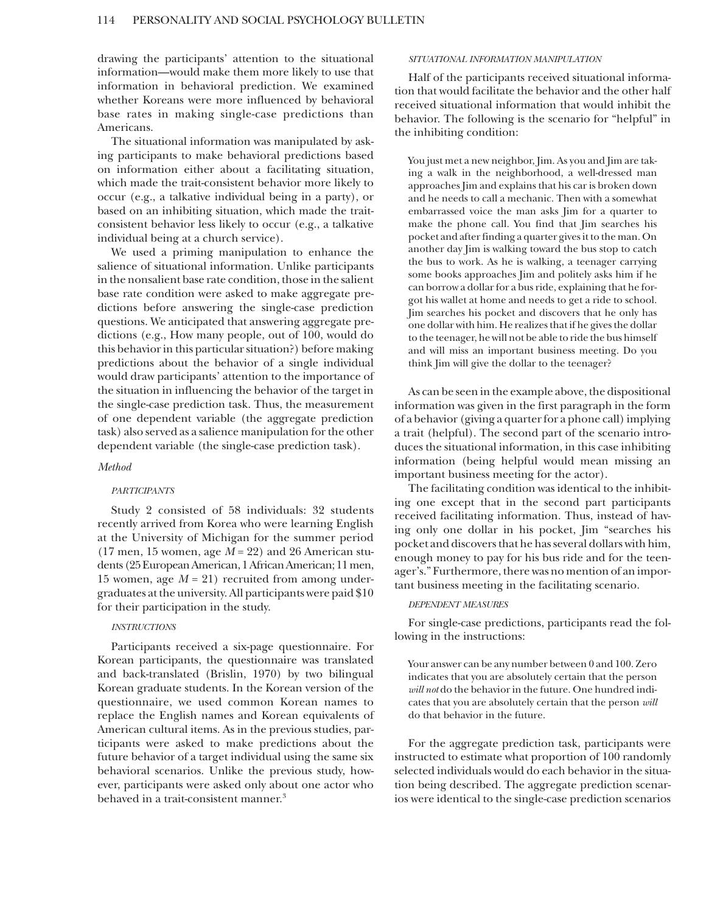drawing the participants' attention to the situational information—would make them more likely to use that information in behavioral prediction. We examined whether Koreans were more influenced by behavioral base rates in making single-case predictions than Americans.

The situational information was manipulated by asking participants to make behavioral predictions based on information either about a facilitating situation, which made the trait-consistent behavior more likely to occur (e.g., a talkative individual being in a party), or based on an inhibiting situation, which made the trait-consistent behavior less likely to occur (e.g., a talkative individual being at a church service).

We used a priming manipulation to enhance the salience of situational information. Unlike participants in the nonsalient base rate condition, those in the salient base rate condition were asked to make aggregate predictions before answering the single-case prediction questions. We anticipated that answering aggregate predictions (e.g., How many people, out of 100, would do this behavior in this particular situation?) before making predictions about the behavior of a single individual would draw participants' attention to the importance of the situation in influencing the behavior of the target in the single-case prediction task. Thus, the measurement of one dependent variable (the aggregate prediction task) also served as a salience manipulation for the other dependent variable (the single-case prediction task).

## *Method*

### PARTICIPANTS

Study 2 consisted of 58 individuals: 32 students recently arrived from Korea who were learning English at the University of Michigan for the summer period (17 men, 15 women, age $M = 22$) and 26 American students (25 European American, 1 African American; 11 men, 15 women, age $M = 21$) recruited from among undergraduates at the university. All participants were paid $10 for their participation in the study.

### INSTRUCTIONS

Participants received a six-page questionnaire. For Korean participants, the questionnaire was translated and back-translated (Brislin, 1970) by two bilingual Korean graduate students. In the Korean version of the questionnaire, we used common Korean names to replace the English names and Korean equivalents of American cultural items. As in the previous studies, participants were asked to make predictions about the future behavior of a target individual using the same six behavioral scenarios. Unlike the previous study, however, participants were asked only about one actor who behaved in a trait-consistent manner.[3]

### SITUATIONAL INFORMATION MANIPULATION

Half of the participants received situational information that would facilitate the behavior and the other half received situational information that would inhibit the behavior. The following is the scenario for "helpful" in the inhibiting condition:

> You just met a new neighbor, Jim. As you and Jim are taking a walk in the neighborhood, a well-dressed man approaches Jim and explains that his car is broken down and he needs to call a mechanic. Then with a somewhat embarrassed voice the man asks Jim for a quarter to make the phone call. You find that Jim searches his pocket and after finding a quarter gives it to the man. On another day Jim is walking toward the bus stop to catch the bus to work. As he is walking, a teenager carrying some books approaches Jim and politely asks him if he can borrow a dollar for a bus ride, explaining that he forgot his wallet at home and needs to get a ride to school. Jim searches his pocket and discovers that he only has one dollar with him. He realizes that if he gives the dollar to the teenager, he will not be able to ride the bus himself and will miss an important business meeting. Do you think Jim will give the dollar to the teenager?

As can be seen in the example above, the dispositional information was given in the first paragraph in the form of a behavior (giving a quarter for a phone call) implying a trait (helpful). The second part of the scenario introduces the situational information, in this case inhibiting information (being helpful would mean missing an important business meeting for the actor).

The facilitating condition was identical to the inhibiting one except that in the second part participants received facilitating information. Thus, instead of having only one dollar in his pocket, Jim "searches his pocket and discovers that he has several dollars with him, enough money to pay for his bus ride and for the teenager's." Furthermore, there was no mention of an important business meeting in the facilitating scenario.

### DEPENDENT MEASURES

For single-case predictions, participants read the following in the instructions:

> Your answer can be any number between 0 and 100. Zero indicates that you are absolutely certain that the person *will not* do the behavior in the future. One hundred indicates that you are absolutely certain that the person *will* do that behavior in the future.

For the aggregate prediction task, participants were instructed to estimate what proportion of 100 randomly selected individuals would do each behavior in the situation being described. The aggregate prediction scenarios were identical to the single-case prediction scenarios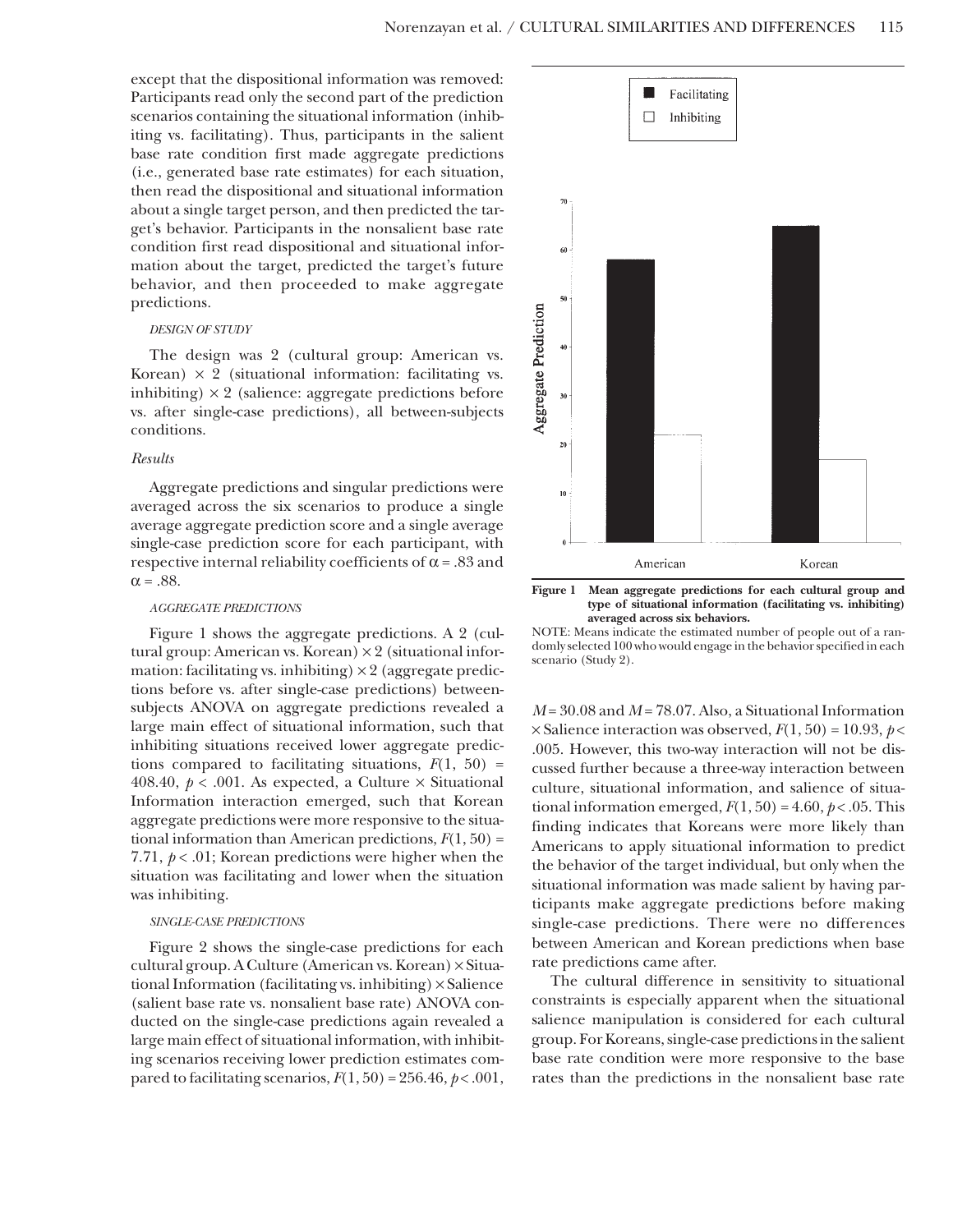except that the dispositional information was removed: Participants read only the second part of the prediction scenarios containing the situational information (inhibiting vs. facilitating). Thus, participants in the salient base rate condition first made aggregate predictions (i.e., generated base rate estimates) for each situation, then read the dispositional and situational information about a single target person, and then predicted the target's behavior. Participants in the nonsalient base rate condition first read dispositional and situational information about the target, predicted the target's future behavior, and then proceeded to make aggregate predictions.

#### DESIGN OF STUDY

The design was 2 (cultural group: American vs. Korean) × 2 (situational information: facilitating vs. inhibiting) × 2 (salience: aggregate predictions before vs. after single-case predictions), all between-subjects conditions.

### *Results*

Aggregate predictions and singular predictions were averaged across the six scenarios to produce a single average aggregate prediction score and a single average single-case prediction score for each participant, with respective internal reliability coefficients of $\alpha = .83$ and $\alpha = .88$.

#### AGGREGATE PREDICTIONS

Figure 1 shows the aggregate predictions. A 2 (cultural group: American vs. Korean) × 2 (situational information: facilitating vs. inhibiting) × 2 (aggregate predictions before vs. after single-case predictions) between-subjects ANOVA on aggregate predictions revealed a large main effect of situational information, such that inhibiting situations received lower aggregate predictions compared to facilitating situations, $F(1, 50) = 408.40$, $p < .001$. As expected, a Culture × Situational Information interaction emerged, such that Korean aggregate predictions were more responsive to the situational information than American predictions, $F(1, 50) = 7.71$, $p < .01$; Korean predictions were higher when the situation was facilitating and lower when the situation was inhibiting.

#### SINGLE-CASE PREDICTIONS

Figure 2 shows the single-case predictions for each cultural group. A Culture (American vs. Korean) × Situational Information (facilitating vs. inhibiting) × Salience (salient base rate vs. nonsalient base rate) ANOVA conducted on the single-case predictions again revealed a large main effect of situational information, with inhibiting scenarios receiving lower prediction estimates compared to facilitating scenarios, $F(1, 50) = 256.46$, $p < .001$, $M = 30.08$ and $M = 78.07$. Also, a Situational Information × Salience interaction was observed, $F(1, 50) = 10.93$, $p < .005$. However, this two-way interaction will not be discussed further because a three-way interaction between culture, situational information, and salience of situational information emerged, $F(1, 50) = 4.60$, $p < .05$. This finding indicates that Koreans were more likely than Americans to apply situational information to predict the behavior of the target individual, but only when the situational information was made salient by having participants make aggregate predictions before making single-case predictions. There were no differences between American and Korean predictions when base rate predictions came after.

The cultural difference in sensitivity to situational constraints is especially apparent when the situational salience manipulation is considered for each cultural group. For Koreans, single-case predictions in the salient base rate condition were more responsive to the base rates than the predictions in the nonsalient base rate

**Figure 1 Mean aggregate predictions for each cultural group and type of situational information (facilitating vs. inhibiting) averaged across six behaviors.**

NOTE: Means indicate the estimated number of people out of a randomly selected 100 who would engage in the behavior specified in each scenario (Study 2).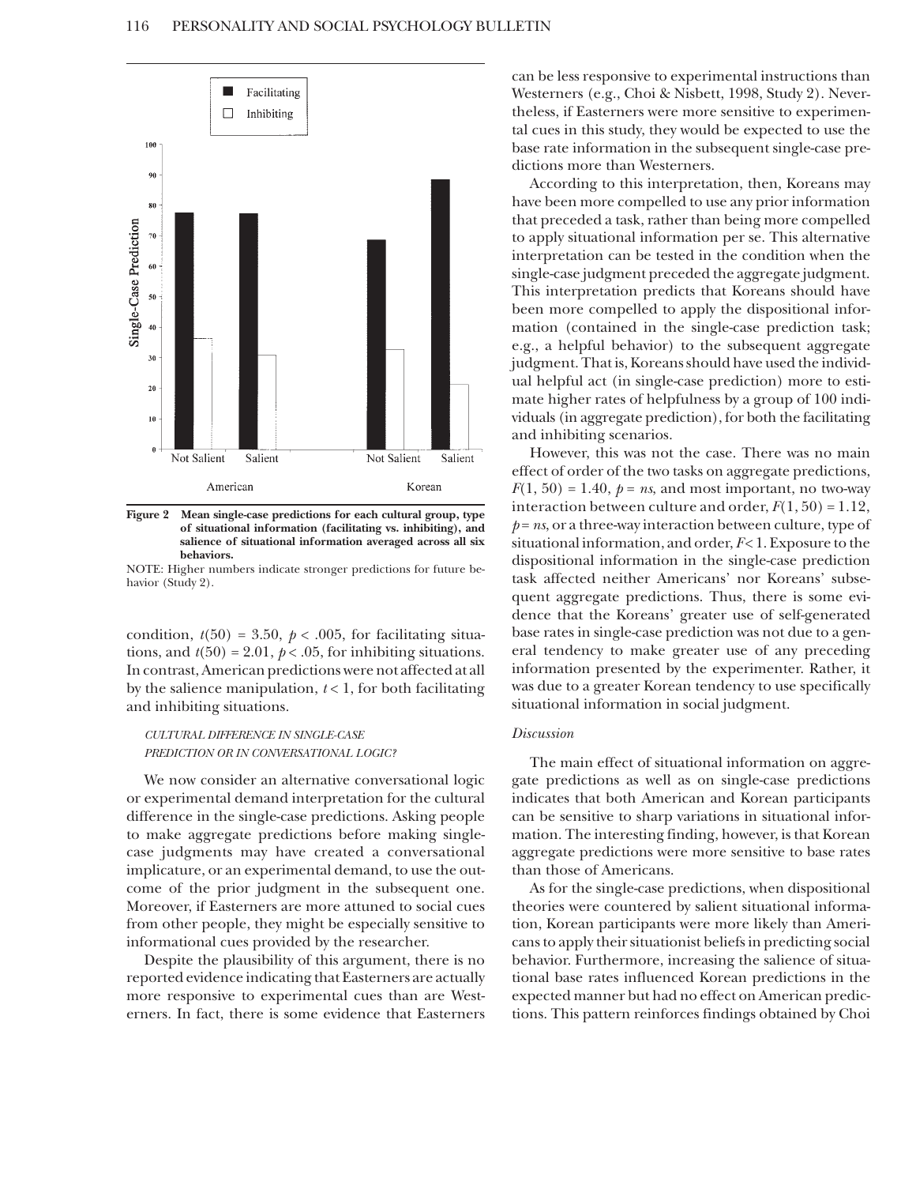**Figure 2 Mean single-case predictions for each cultural group, type of situational information (facilitating vs. inhibiting), and salience of situational information averaged across all six behaviors.**

NOTE: Higher numbers indicate stronger predictions for future behavior (Study 2).

condition, $t(50) = 3.50$, $p < .005$, for facilitating situations, and $t(50) = 2.01$, $p < .05$, for inhibiting situations. In contrast, American predictions were not affected at all by the salience manipulation, $t < 1$, for both facilitating and inhibiting situations.

### *CULTURAL DIFFERENCE IN SINGLE-CASE PREDICTION OR IN CONVERSATIONAL LOGIC?*

We now consider an alternative conversational logic or experimental demand interpretation for the cultural difference in the single-case predictions. Asking people to make aggregate predictions before making single-case judgments may have created a conversational implicature, or an experimental demand, to use the outcome of the prior judgment in the subsequent one. Moreover, if Easterners are more attuned to social cues from other people, they might be especially sensitive to informational cues provided by the researcher.

Despite the plausibility of this argument, there is no reported evidence indicating that Easterners are actually more responsive to experimental cues than are Westerners. In fact, there is some evidence that Easterners can be less responsive to experimental instructions than Westerners (e.g., Choi & Nisbett, 1998, Study 2). Nevertheless, if Easterners were more sensitive to experimental cues in this study, they would be expected to use the base rate information in the subsequent single-case predictions more than Westerners.

According to this interpretation, then, Koreans may have been more compelled to use any prior information that preceded a task, rather than being more compelled to apply situational information per se. This alternative interpretation can be tested in the condition when the single-case judgment preceded the aggregate judgment. This interpretation predicts that Koreans should have been more compelled to apply the dispositional information (contained in the single-case prediction task; e.g., a helpful behavior) to the subsequent aggregate judgment. That is, Koreans should have used the individual helpful act (in single-case prediction) more to estimate higher rates of helpfulness by a group of 100 individuals (in aggregate prediction), for both the facilitating and inhibiting scenarios.

However, this was not the case. There was no main effect of order of the two tasks on aggregate predictions, $F(1, 50) = 1.40$, $p = ns$, and most important, no two-way interaction between culture and order, $F(1, 50) = 1.12$, $p = ns$, or a three-way interaction between culture, type of situational information, and order, $F < 1$. Exposure to the dispositional information in the single-case prediction task affected neither Americans' nor Koreans' subsequent aggregate predictions. Thus, there is some evidence that the Koreans' greater use of self-generated base rates in single-case prediction was not due to a general tendency to make greater use of any preceding information presented by the experimenter. Rather, it was due to a greater Korean tendency to use specifically situational information in social judgment.

### *Discussion*

The main effect of situational information on aggregate predictions as well as on single-case predictions indicates that both American and Korean participants can be sensitive to sharp variations in situational information. The interesting finding, however, is that Korean aggregate predictions were more sensitive to base rates than those of Americans.

As for the single-case predictions, when dispositional theories were countered by salient situational information, Korean participants were more likely than Americans to apply their situationist beliefs in predicting social behavior. Furthermore, increasing the salience of situational base rates influenced Korean predictions in the expected manner but had no effect on American predictions. This pattern reinforces findings obtained by Choi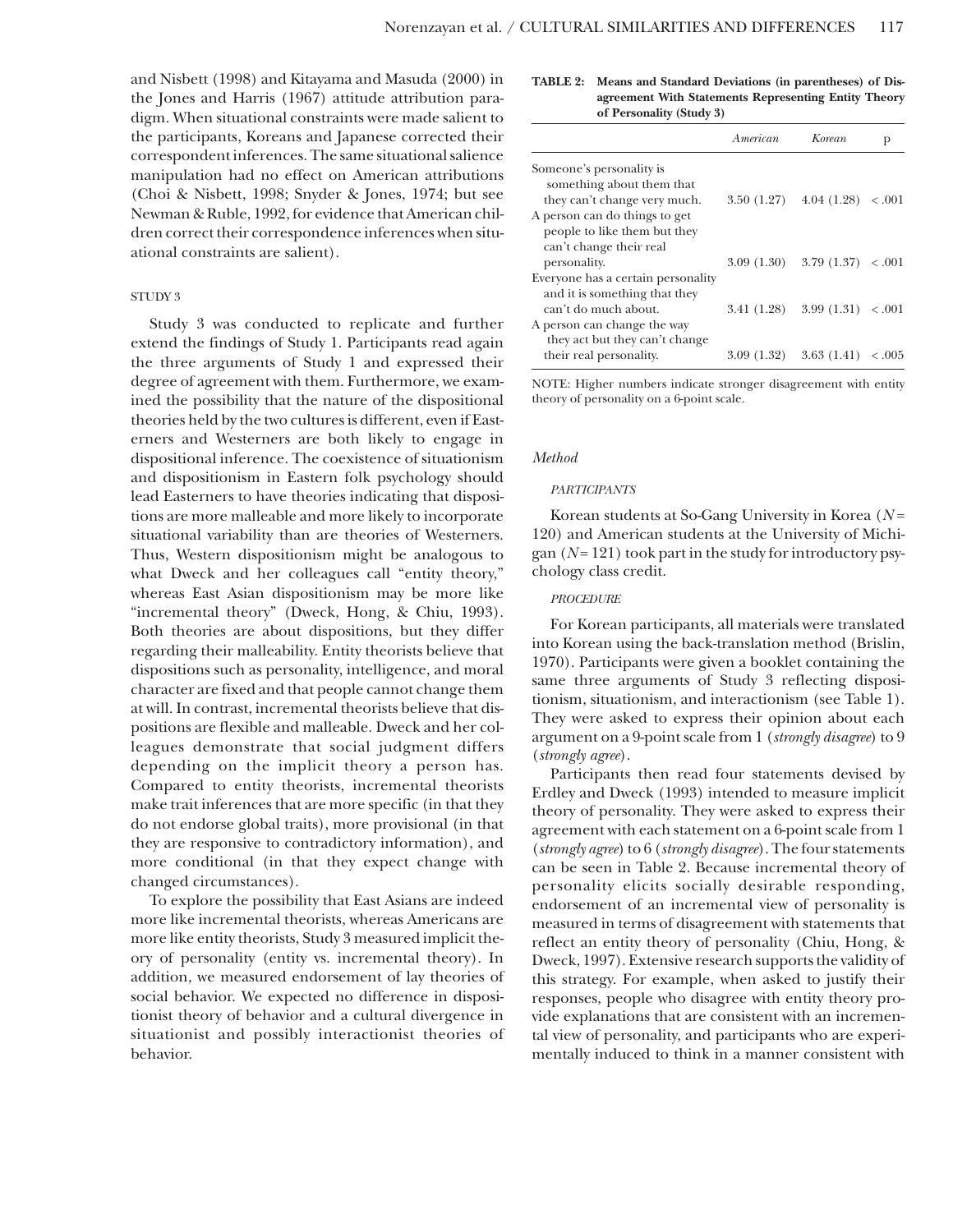and Nisbett (1998) and Kitayama and Masuda (2000) in the Jones and Harris (1967) attitude attribution paradigm. When situational constraints were made salient to the participants, Koreans and Japanese corrected their correspondent inferences. The same situational salience manipulation had no effect on American attributions (Choi & Nisbett, 1998; Snyder & Jones, 1974; but see Newman & Ruble, 1992, for evidence that American children correct their correspondence inferences when situational constraints are salient).

### STUDY 3

Study 3 was conducted to replicate and further extend the findings of Study 1. Participants read again the three arguments of Study 1 and expressed their degree of agreement with them. Furthermore, we examined the possibility that the nature of the dispositional theories held by the two cultures is different, even if Easterners and Westerners are both likely to engage in dispositional inference. The coexistence of situationism and dispositionism in Eastern folk psychology should lead Easterners to have theories indicating that dispositions are more malleable and more likely to incorporate situational variability than are theories of Westerners. Thus, Western dispositionism might be analogous to what Dweck and her colleagues call "entity theory," whereas East Asian dispositionism may be more like "incremental theory" (Dweck, Hong, & Chiu, 1993). Both theories are about dispositions, but they differ regarding their malleability. Entity theorists believe that dispositions such as personality, intelligence, and moral character are fixed and that people cannot change them at will. In contrast, incremental theorists believe that dispositions are flexible and malleable. Dweck and her colleagues demonstrate that social judgment differs depending on the implicit theory a person has. Compared to entity theorists, incremental theorists make trait inferences that are more specific (in that they do not endorse global traits), more provisional (in that they are responsive to contradictory information), and more conditional (in that they expect change with changed circumstances).

To explore the possibility that East Asians are indeed more like incremental theorists, whereas Americans are more like entity theorists, Study 3 measured implicit theory of personality (entity vs. incremental theory). In addition, we measured endorsement of lay theories of social behavior. We expected no difference in dispositionist theory of behavior and a cultural divergence in situationist and possibly interactionist theories of behavior.

**TABLE 2: Means and Standard Deviations (in parentheses) of Disagreement With Statements Representing Entity Theory of Personality (Study 3)**

| | *American* | *Korean* | p |
|---|---|---|---|
| Someone's personality is something about them that they can't change very much. | 3.50 (1.27) | 4.04 (1.28) | < .001 |
| A person can do things to get people to like them but they can't change their real personality. | 3.09 (1.30) | 3.79 (1.37) | < .001 |
| Everyone has a certain personality and it is something that they can't do much about. | 3.41 (1.28) | 3.99 (1.31) | < .001 |
| A person can change the way they act but they can't change their real personality. | 3.09 (1.32) | 3.63 (1.41) | < .005 |

NOTE: Higher numbers indicate stronger disagreement with entity theory of personality on a 6-point scale.

#### *Method*

##### *PARTICIPANTS*

Korean students at So-Gang University in Korea ($N$ = 120) and American students at the University of Michigan ($N$ = 121) took part in the study for introductory psychology class credit.

##### *PROCEDURE*

For Korean participants, all materials were translated into Korean using the back-translation method (Brislin, 1970). Participants were given a booklet containing the same three arguments of Study 3 reflecting dispositionism, situationism, and interactionism (see Table 1). They were asked to express their opinion about each argument on a 9-point scale from 1 (*strongly disagree*) to 9 (*strongly agree*).

Participants then read four statements devised by Erdley and Dweck (1993) intended to measure implicit theory of personality. They were asked to express their agreement with each statement on a 6-point scale from 1 (*strongly agree*) to 6 (*strongly disagree*). The four statements can be seen in Table 2. Because incremental theory of personality elicits socially desirable responding, endorsement of an incremental view of personality is measured in terms of disagreement with statements that reflect an entity theory of personality (Chiu, Hong, & Dweck, 1997). Extensive research supports the validity of this strategy. For example, when asked to justify their responses, people who disagree with entity theory provide explanations that are consistent with an incremental view of personality, and participants who are experimentally induced to think in a manner consistent with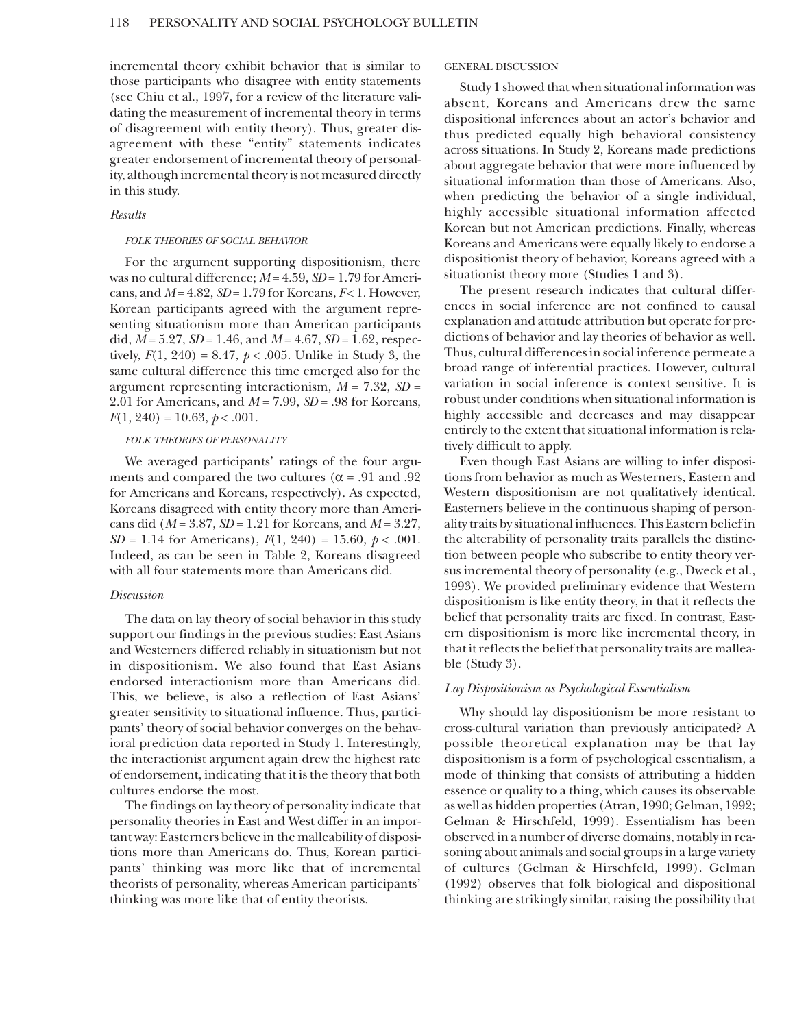incremental theory exhibit behavior that is similar to those participants who disagree with entity statements (see Chiu et al., 1997, for a review of the literature validating the measurement of incremental theory in terms of disagreement with entity theory). Thus, greater disagreement with these "entity" statements indicates greater endorsement of incremental theory of personality, although incremental theory is not measured directly in this study.

### *Results*

#### FOLK THEORIES OF SOCIAL BEHAVIOR

For the argument supporting dispositionism, there was no cultural difference; $M = 4.59$, $SD = 1.79$ for Americans, and $M = 4.82$, $SD = 1.79$ for Koreans, $F < 1$. However, Korean participants agreed with the argument representing situationism more than American participants did, $M = 5.27$, $SD = 1.46$, and $M = 4.67$, $SD = 1.62$, respectively, $F(1, 240) = 8.47$, $p < .005$. Unlike in Study 3, the same cultural difference this time emerged also for the argument representing interactionism, $M = 7.32$, $SD = 2.01$ for Americans, and $M = 7.99$, $SD = .98$ for Koreans, $F(1, 240) = 10.63$, $p < .001$.

#### FOLK THEORIES OF PERSONALITY

We averaged participants' ratings of the four arguments and compared the two cultures ($\alpha = .91$ and $.92$ for Americans and Koreans, respectively). As expected, Koreans disagreed with entity theory more than Americans did ($M = 3.87$, $SD = 1.21$ for Koreans, and $M = 3.27$, $SD = 1.14$ for Americans), $F(1, 240) = 15.60$, $p < .001$. Indeed, as can be seen in Table 2, Koreans disagreed with all four statements more than Americans did.

### *Discussion*

The data on lay theory of social behavior in this study support our findings in the previous studies: East Asians and Westerners differed reliably in situationism but not in dispositionism. We also found that East Asians endorsed interactionism more than Americans did. This, we believe, is also a reflection of East Asians' greater sensitivity to situational influence. Thus, participants' theory of social behavior converges on the behavioral prediction data reported in Study 1. Interestingly, the interactionist argument again drew the highest rate of endorsement, indicating that it is the theory that both cultures endorse the most.

The findings on lay theory of personality indicate that personality theories in East and West differ in an important way: Easterners believe in the malleability of dispositions more than Americans do. Thus, Korean participants' thinking was more like that of incremental theorists of personality, whereas American participants' thinking was more like that of entity theorists.

## GENERAL DISCUSSION

Study 1 showed that when situational information was absent, Koreans and Americans drew the same dispositional inferences about an actor's behavior and thus predicted equally high behavioral consistency across situations. In Study 2, Koreans made predictions about aggregate behavior that were more influenced by situational information than those of Americans. Also, when predicting the behavior of a single individual, highly accessible situational information affected Korean but not American predictions. Finally, whereas Koreans and Americans were equally likely to endorse a dispositionist theory of behavior, Koreans agreed with a situationist theory more (Studies 1 and 3).

The present research indicates that cultural differences in social inference are not confined to causal explanation and attitude attribution but operate for predictions of behavior and lay theories of behavior as well. Thus, cultural differences in social inference permeate a broad range of inferential practices. However, cultural variation in social inference is context sensitive. It is robust under conditions when situational information is highly accessible and decreases and may disappear entirely to the extent that situational information is relatively difficult to apply.

Even though East Asians are willing to infer dispositions from behavior as much as Westerners, Eastern and Western dispositionism are not qualitatively identical. Easterners believe in the continuous shaping of personality traits by situational influences. This Eastern belief in the alterability of personality traits parallels the distinction between people who subscribe to entity theory versus incremental theory of personality (e.g., Dweck et al., 1993). We provided preliminary evidence that Western dispositionism is like entity theory, in that it reflects the belief that personality traits are fixed. In contrast, Eastern dispositionism is more like incremental theory, in that it reflects the belief that personality traits are malleable (Study 3).

### *Lay Dispositionism as Psychological Essentialism*

Why should lay dispositionism be more resistant to cross-cultural variation than previously anticipated? A possible theoretical explanation may be that lay dispositionism is a form of psychological essentialism, a mode of thinking that consists of attributing a hidden essence or quality to a thing, which causes its observable as well as hidden properties (Atran, 1990; Gelman, 1992; Gelman & Hirschfeld, 1999). Essentialism has been observed in a number of diverse domains, notably in reasoning about animals and social groups in a large variety of cultures (Gelman & Hirschfeld, 1999). Gelman (1992) observes that folk biological and dispositional thinking are strikingly similar, raising the possibility that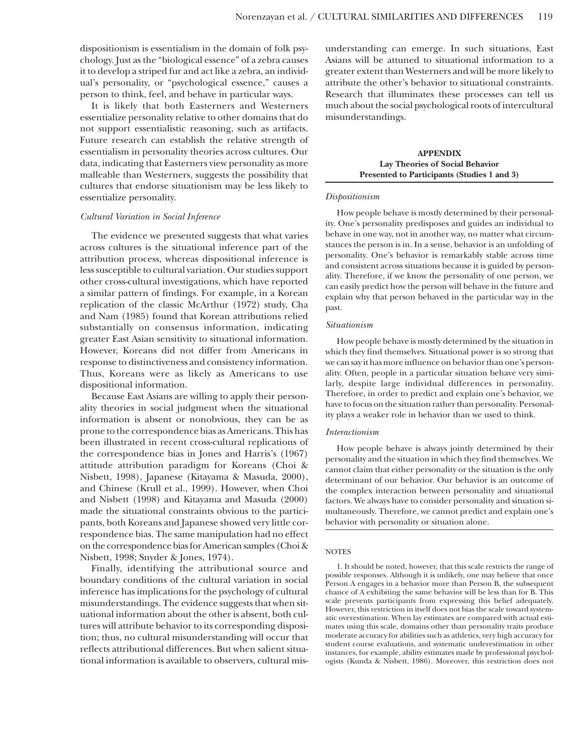dispositionism is essentialism in the domain of folk psychology. Just as the "biological essence" of a zebra causes it to develop a striped fur and act like a zebra, an individual's personality, or "psychological essence," causes a person to think, feel, and behave in particular ways.

It is likely that both Easterners and Westerners essentialize personality relative to other domains that do not support essentialistic reasoning, such as artifacts. Future research can establish the relative strength of essentialism in personality theories across cultures. Our data, indicating that Easterners view personality as more malleable than Westerners, suggests the possibility that cultures that endorse situationism may be less likely to essentialize personality.

### *Cultural Variation in Social Inference*

The evidence we presented suggests that what varies across cultures is the situational inference part of the attribution process, whereas dispositional inference is less susceptible to cultural variation. Our studies support other cross-cultural investigations, which have reported a similar pattern of findings. For example, in a Korean replication of the classic McArthur (1972) study, Cha and Nam (1985) found that Korean attributions relied substantially on consensus information, indicating greater East Asian sensitivity to situational information. However, Koreans did not differ from Americans in response to distinctiveness and consistency information. Thus, Koreans were as likely as Americans to use dispositional information.

Because East Asians are willing to apply their personality theories in social judgment when the situational information is absent or nonobvious, they can be as prone to the correspondence bias as Americans. This has been illustrated in recent cross-cultural replications of the correspondence bias in Jones and Harris's (1967) attitude attribution paradigm for Koreans (Choi & Nisbett, 1998), Japanese (Kitayama & Masuda, 2000), and Chinese (Krull et al., 1999). However, when Choi and Nisbett (1998) and Kitayama and Masuda (2000) made the situational constraints obvious to the participants, both Koreans and Japanese showed very little correspondence bias. The same manipulation had no effect on the correspondence bias for American samples (Choi & Nisbett, 1998; Snyder & Jones, 1974).

Finally, identifying the attributional source and boundary conditions of the cultural variation in social inference has implications for the psychology of cultural misunderstandings. The evidence suggests that when situational information about the other is absent, both cultures will attribute behavior to its corresponding disposition; thus, no cultural misunderstanding will occur that reflects attributional differences. But when salient situational information is available to observers, cultural misunderstanding can emerge. In such situations, East Asians will be attuned to situational information to a greater extent than Westerners and will be more likely to attribute the other's behavior to situational constraints. Research that illuminates these processes can tell us much about the social psychological roots of intercultural misunderstandings.

## APPENDIX
**Lay Theories of Social Behavior Presented to Participants (Studies 1 and 3)**

*Dispositionism*

How people behave is mostly determined by their personality. One's personality predisposes and guides an individual to behave in one way, not in another way, no matter what circumstances the person is in. In a sense, behavior is an unfolding of personality. One's behavior is remarkably stable across time and consistent across situations because it is guided by personality. Therefore, if we know the personality of one person, we can easily predict how the person will behave in the future and explain why that person behaved in the particular way in the past.

*Situationism*

How people behave is mostly determined by the situation in which they find themselves. Situational power is so strong that we can say it has more influence on behavior than one's personality. Often, people in a particular situation behave very similarly, despite large individual differences in personality. Therefore, in order to predict and explain one's behavior, we have to focus on the situation rather than personality. Personality plays a weaker role in behavior than we used to think.

*Interactionism*

How people behave is always jointly determined by their personality and the situation in which they find themselves. We cannot claim that either personality or the situation is the only determinant of our behavior. Our behavior is an outcome of the complex interaction between personality and situational factors. We always have to consider personality and situation simultaneously. Therefore, we cannot predict and explain one's behavior with personality or situation alone.

### NOTES

1. It should be noted, however, that this scale restricts the range of possible responses. Although it is unlikely, one may believe that once Person A engages in a behavior more than Person B, the subsequent chance of A exhibiting the same behavior will be less than for B. This scale prevents participants from expressing this belief adequately. However, this restriction in itself does not bias the scale toward systematic overestimation. When lay estimates are compared with actual estimates using this scale, domains other than personality traits produce moderate accuracy for abilities such as athletics, very high accuracy for student course evaluations, and systematic underestimation in other instances, for example, ability estimates made by professional psychologists (Kunda & Nisbett, 1986). Moreover, this restriction does not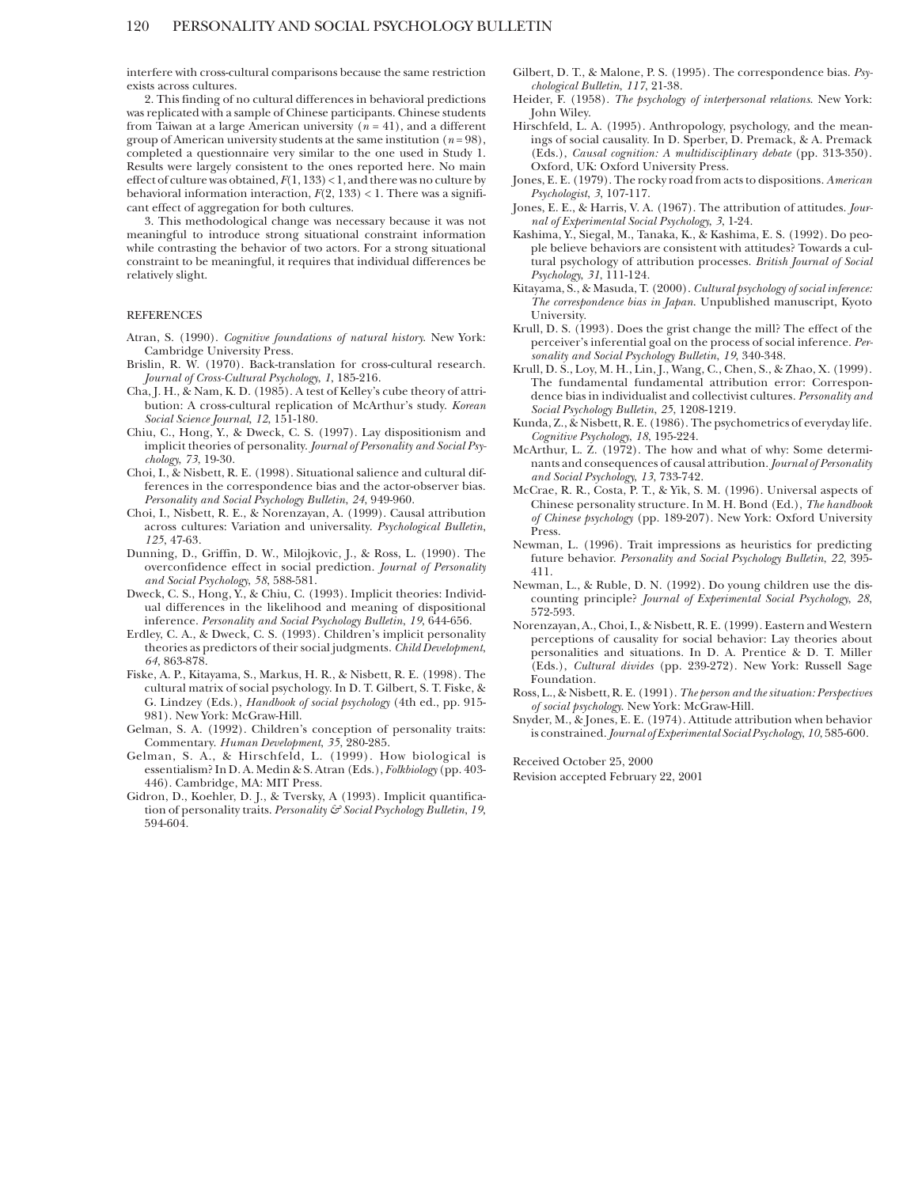interfere with cross-cultural comparisons because the same restriction exists across cultures.

2. This finding of no cultural differences in behavioral predictions was replicated with a sample of Chinese participants. Chinese students from Taiwan at a large American university ($n = 41$), and a different group of American university students at the same institution ($n = 98$), completed a questionnaire very similar to the one used in Study 1. Results were largely consistent to the ones reported here. No main effect of culture was obtained, $F(1, 133) < 1$, and there was no culture by behavioral information interaction, $F(2, 133) < 1$. There was a significant effect of aggregation for both cultures.

3. This methodological change was necessary because it was not meaningful to introduce strong situational constraint information while contrasting the behavior of two actors. For a strong situational constraint to be meaningful, it requires that individual differences be relatively slight.

## REFERENCES

Atran, S. (1990). *Cognitive foundations of natural history*. New York: Cambridge University Press.

Brislin, R. W. (1970). Back-translation for cross-cultural research. *Journal of Cross-Cultural Psychology*, *1*, 185-216.

Cha, J. H., & Nam, K. D. (1985). A test of Kelley's cube theory of attribution: A cross-cultural replication of McArthur's study. *Korean Social Science Journal*, *12*, 151-180.

Chiu, C., Hong, Y., & Dweck, C. S. (1997). Lay dispositionism and implicit theories of personality. *Journal of Personality and Social Psychology*, *73*, 19-30.

Choi, I., & Nisbett, R. E. (1998). Situational salience and cultural differences in the correspondence bias and the actor-observer bias. *Personality and Social Psychology Bulletin*, *24*, 949-960.

Choi, I., Nisbett, R. E., & Norenzayan, A. (1999). Causal attribution across cultures: Variation and universality. *Psychological Bulletin*, *125*, 47-63.

Dunning, D., Griffin, D. W., Milojkovic, J., & Ross, L. (1990). The overconfidence effect in social prediction. *Journal of Personality and Social Psychology*, *58*, 588-581.

Dweck, C. S., Hong, Y., & Chiu, C. (1993). Implicit theories: Individual differences in the likelihood and meaning of dispositional inference. *Personality and Social Psychology Bulletin*, *19*, 644-656.

Erdley, C. A., & Dweck, C. S. (1993). Children's implicit personality theories as predictors of their social judgments. *Child Development*, *64*, 863-878.

Fiske, A. P., Kitayama, S., Markus, H. R., & Nisbett, R. E. (1998). The cultural matrix of social psychology. In D. T. Gilbert, S. T. Fiske, & G. Lindzey (Eds.), *Handbook of social psychology* (4th ed., pp. 915-981). New York: McGraw-Hill.

Gelman, S. A. (1992). Children's conception of personality traits: Commentary. *Human Development*, *35*, 280-285.

Gelman, S. A., & Hirschfeld, L. (1999). How biological is essentialism? In D. A. Medin & S. Atran (Eds.), *Folkbiology* (pp. 403-446). Cambridge, MA: MIT Press.

Gidron, D., Koehler, D. J., & Tversky, A (1993). Implicit quantification of personality traits. *Personality & Social Psychology Bulletin*, *19*, 594-604.

Gilbert, D. T., & Malone, P. S. (1995). The correspondence bias. *Psychological Bulletin*, *117*, 21-38.

Heider, F. (1958). *The psychology of interpersonal relations*. New York: John Wiley.

Hirschfeld, L. A. (1995). Anthropology, psychology, and the meanings of social causality. In D. Sperber, D. Premack, & A. Premack (Eds.), *Causal cognition: A multidisciplinary debate* (pp. 313-350). Oxford, UK: Oxford University Press.

Jones, E. E. (1979). The rocky road from acts to dispositions. *American Psychologist*, *3*, 107-117.

Jones, E. E., & Harris, V. A. (1967). The attribution of attitudes. *Journal of Experimental Social Psychology*, *3*, 1-24.

Kashima, Y., Siegal, M., Tanaka, K., & Kashima, E. S. (1992). Do people believe behaviors are consistent with attitudes? Towards a cultural psychology of attribution processes. *British Journal of Social Psychology*, *31*, 111-124.

Kitayama, S., & Masuda, T. (2000). *Cultural psychology of social inference: The correspondence bias in Japan*. Unpublished manuscript, Kyoto University.

Krull, D. S. (1993). Does the grist change the mill? The effect of the perceiver's inferential goal on the process of social inference. *Personality and Social Psychology Bulletin*, *19*, 340-348.

Krull, D. S., Loy, M. H., Lin, J., Wang, C., Chen, S., & Zhao, X. (1999). The fundamental fundamental attribution error: Correspondence bias in individualist and collectivist cultures. *Personality and Social Psychology Bulletin*, *25*, 1208-1219.

Kunda, Z., & Nisbett, R. E. (1986). The psychometrics of everyday life. *Cognitive Psychology*, *18*, 195-224.

McArthur, L. Z. (1972). The how and what of why: Some determinants and consequences of causal attribution. *Journal of Personality and Social Psychology*, *13*, 733-742.

McCrae, R. R., Costa, P. T., & Yik, S. M. (1996). Universal aspects of Chinese personality structure. In M. H. Bond (Ed.), *The handbook of Chinese psychology* (pp. 189-207). New York: Oxford University Press.

Newman, L. (1996). Trait impressions as heuristics for predicting future behavior. *Personality and Social Psychology Bulletin*, *22*, 395-411.

Newman, L., & Ruble, D. N. (1992). Do young children use the discounting principle? *Journal of Experimental Social Psychology*, *28*, 572-593.

Norenzayan, A., Choi, I., & Nisbett, R. E. (1999). Eastern and Western perceptions of causality for social behavior: Lay theories about personalities and situations. In D. A. Prentice & D. T. Miller (Eds.), *Cultural divides* (pp. 239-272). New York: Russell Sage Foundation.

Ross, L., & Nisbett, R. E. (1991). *The person and the situation: Perspectives of social psychology*. New York: McGraw-Hill.

Snyder, M., & Jones, E. E. (1974). Attitude attribution when behavior is constrained. *Journal of Experimental Social Psychology*, *10*, 585-600.

Received October 25, 2000

Revision accepted February 22, 2001